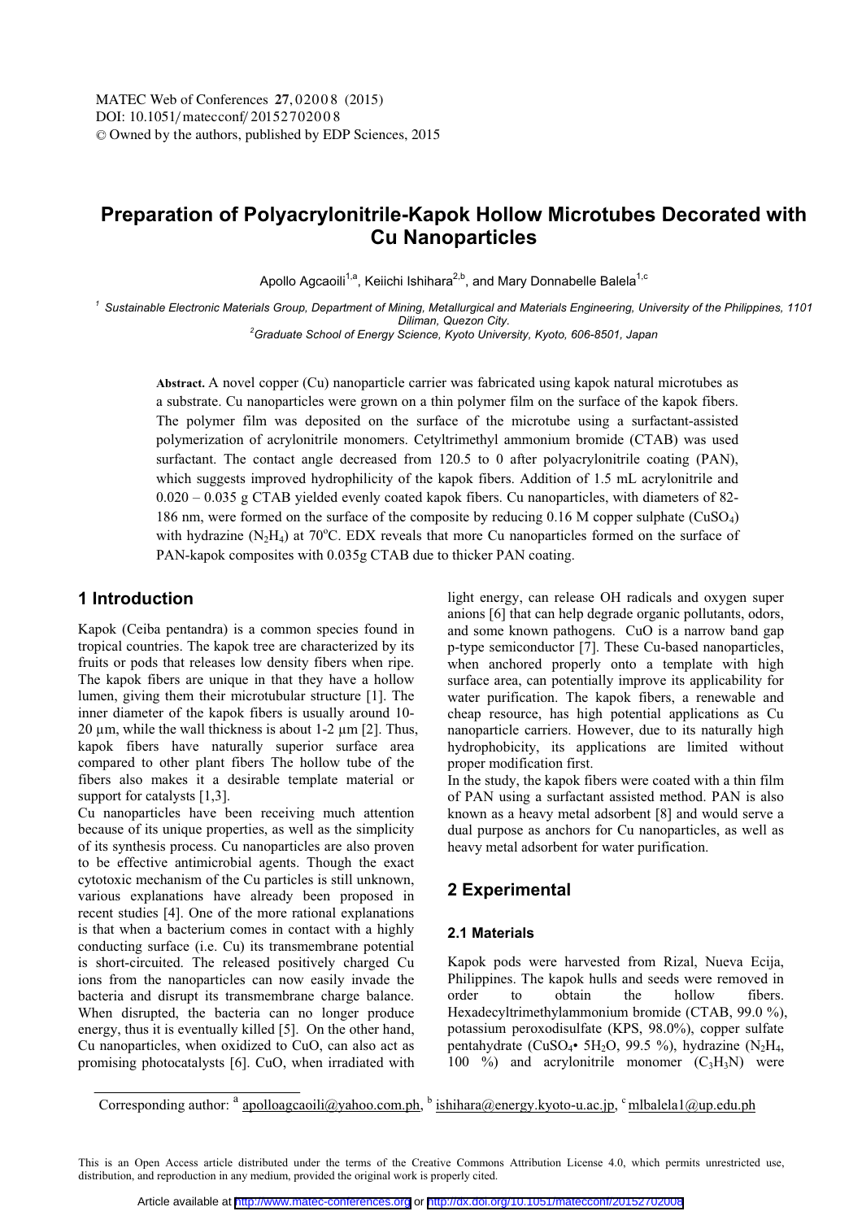# Preparation of Polyacrylonitrile-Kapok Hollow Microtubes Decorated with Cu Nanoparticles

Apollo Agcaoili[1,a], Keiichi Ishihara[2,b], and Mary Donnabelle Balela[1,c]

[1] Sustainable Electronic Materials Group, Department of Mining, Metallurgical and Materials Engineering, University of the Philippines, 1101 Diliman, Quezon City.

[2] Graduate School of Energy Science, Kyoto University, Kyoto, 606-8501, Japan

**Abstract.** A novel copper (Cu) nanoparticle carrier was fabricated using kapok natural microtubes as a substrate. Cu nanoparticles were grown on a thin polymer film on the surface of the kapok fibers. The polymer film was deposited on the surface of the microtube using a surfactant-assisted polymerization of acrylonitrile monomers. Cetyltrimethyl ammonium bromide (CTAB) was used surfactant. The contact angle decreased from 120.5 to 0 after polyacrylonitrile coating (PAN), which suggests improved hydrophilicity of the kapok fibers. Addition of 1.5 mL acrylonitrile and 0.020 – 0.035 g CTAB yielded evenly coated kapok fibers. Cu nanoparticles, with diameters of 82-186 nm, were formed on the surface of the composite by reducing 0.16 M copper sulphate ($CuSO_4$) with hydrazine ($N_2H_4$) at 70°C. EDX reveals that more Cu nanoparticles formed on the surface of PAN-kapok composites with 0.035g CTAB due to thicker PAN coating.

## 1 Introduction

Kapok (Ceiba pentandra) is a common species found in tropical countries. The kapok tree are characterized by its fruits or pods that releases low density fibers when ripe. The kapok fibers are unique in that they have a hollow lumen, giving them their microtubular structure [1]. The inner diameter of the kapok fibers is usually around 10-20 µm, while the wall thickness is about 1-2 µm [2]. Thus, kapok fibers have naturally superior surface area compared to other plant fibers The hollow tube of the fibers also makes it a desirable template material or support for catalysts [1,3].

Cu nanoparticles have been receiving much attention because of its unique properties, as well as the simplicity of its synthesis process. Cu nanoparticles are also proven to be effective antimicrobial agents. Though the exact cytotoxic mechanism of the Cu particles is still unknown, various explanations have already been proposed in recent studies [4]. One of the more rational explanations is that when a bacterium comes in contact with a highly conducting surface (i.e. Cu) its transmembrane potential is short-circuited. The released positively charged Cu ions from the nanoparticles can now easily invade the bacteria and disrupt its transmembrane charge balance. When disrupted, the bacteria can no longer produce energy, thus it is eventually killed [5]. On the other hand, Cu nanoparticles, when oxidized to CuO, can also act as promising photocatalysts [6]. CuO, when irradiated with light energy, can release OH radicals and oxygen super anions [6] that can help degrade organic pollutants, odors, and some known pathogens. CuO is a narrow band gap p-type semiconductor [7]. These Cu-based nanoparticles, when anchored properly onto a template with high surface area, can potentially improve its applicability for water purification. The kapok fibers, a renewable and cheap resource, has high potential applications as Cu nanoparticle carriers. However, due to its naturally high hydrophobicity, its applications are limited without proper modification first.

In the study, the kapok fibers were coated with a thin film of PAN using a surfactant assisted method. PAN is also known as a heavy metal adsorbent [8] and would serve a dual purpose as anchors for Cu nanoparticles, as well as heavy metal adsorbent for water purification.

## 2 Experimental

### 2.1 Materials

Kapok pods were harvested from Rizal, Nueva Ecija, Philippines. The kapok hulls and seeds were removed in order to obtain the hollow fibers. Hexadecyltrimethylammonium bromide (CTAB, 99.0 %), potassium peroxodisulfate (KPS, 98.0%), copper sulfate pentahydrate ($CuSO_4 \cdot 5H_2O$, 99.5 %), hydrazine ($N_2H_4$, 100 %) and acrylonitrile monomer ($C_3H_3N$) were

Corresponding author: [a] apolloagcaoili@yahoo.com.ph, [b] ishihara@energy.kyoto-u.ac.jp, [c] mlbalela1@up.edu.ph

This is an Open Access article distributed under the terms of the Creative Commons Attribution License 4.0, which permits unrestricted use, distribution, and reproduction in any medium, provided the original work is properly cited.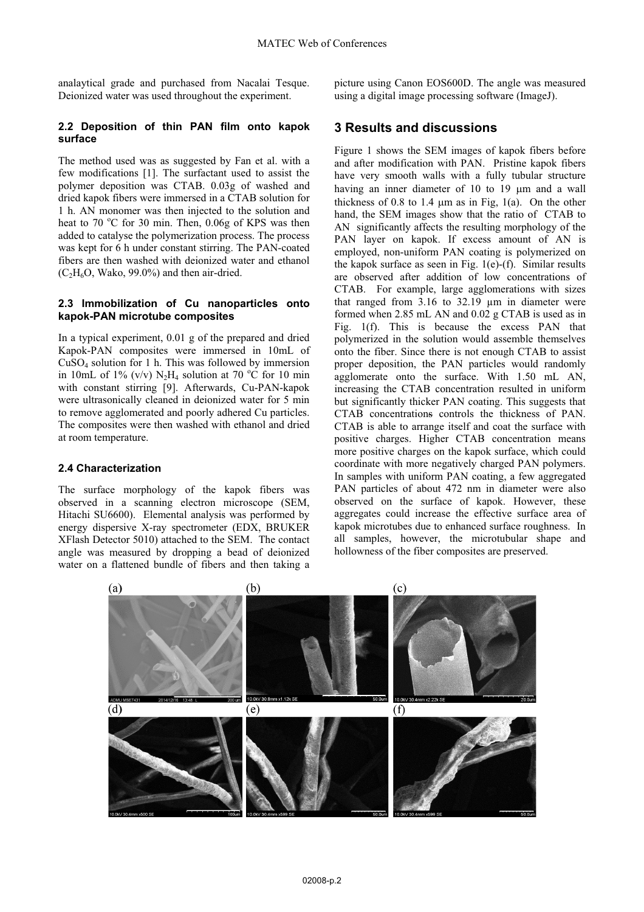analaytical grade and purchased from Nacalai Tesque. Deionized water was used throughout the experiment.

### 2.2 Deposition of thin PAN film onto kapok surface

The method used was as suggested by Fan et al. with a few modifications [1]. The surfactant used to assist the polymer deposition was CTAB. 0.03g of washed and dried kapok fibers were immersed in a CTAB solution for 1 h. AN monomer was then injected to the solution and heat to 70 °C for 30 min. Then, 0.06g of KPS was then added to catalyse the polymerization process. The process was kept for 6 h under constant stirring. The PAN-coated fibers are then washed with deionized water and ethanol ($C_2H_6O$, Wako, 99.0%) and then air-dried.

### 2.3 Immobilization of Cu nanoparticles onto kapok-PAN microtube composites

In a typical experiment, 0.01 g of the prepared and dried Kapok-PAN composites were immersed in 10mL of $CuSO_4$ solution for 1 h. This was followed by immersion in 10mL of 1% (v/v) $N_2H_4$ solution at 70 °C for 10 min with constant stirring [9]. Afterwards, Cu-PAN-kapok were ultrasonically cleaned in deionized water for 5 min to remove agglomerated and poorly adhered Cu particles. The composites were then washed with ethanol and dried at room temperature.

### 2.4 Characterization

The surface morphology of the kapok fibers was observed in a scanning electron microscope (SEM, Hitachi SU6600). Elemental analysis was performed by energy dispersive X-ray spectrometer (EDX, BRUKER XFlash Detector 5010) attached to the SEM. The contact angle was measured by dropping a bead of deionized water on a flattened bundle of fibers and then taking a picture using Canon EOS600D. The angle was measured using a digital image processing software (ImageJ).

## 3 Results and discussions

Figure 1 shows the SEM images of kapok fibers before and after modification with PAN. Pristine kapok fibers have very smooth walls with a fully tubular structure having an inner diameter of 10 to 19 μm and a wall thickness of 0.8 to 1.4 μm as in Fig, 1(a). On the other hand, the SEM images show that the ratio of CTAB to AN significantly affects the resulting morphology of the PAN layer on kapok. If excess amount of AN is employed, non-uniform PAN coating is polymerized on the kapok surface as seen in Fig. 1(e)-(f). Similar results are observed after addition of low concentrations of CTAB. For example, large agglomerations with sizes that ranged from 3.16 to 32.19 μm in diameter were formed when 2.85 mL AN and 0.02 g CTAB is used as in Fig. 1(f). This is because the excess PAN that polymerized in the solution would assemble themselves onto the fiber. Since there is not enough CTAB to assist proper deposition, the PAN particles would randomly agglomerate onto the surface. With 1.50 mL AN, increasing the CTAB concentration resulted in uniform but significantly thicker PAN coating. This suggests that CTAB concentrations controls the thickness of PAN. CTAB is able to arrange itself and coat the surface with positive charges. Higher CTAB concentration means more positive charges on the kapok surface, which could coordinate with more negatively charged PAN polymers. In samples with uniform PAN coating, a few aggregated PAN particles of about 472 nm in diameter were also observed on the surface of kapok. However, these aggregates could increase the effective surface area of kapok microtubes due to enhanced surface roughness. In all samples, however, the microtubular shape and hollowness of the fiber composites are preserved.

(a) (b) (c) (d) (e) (f)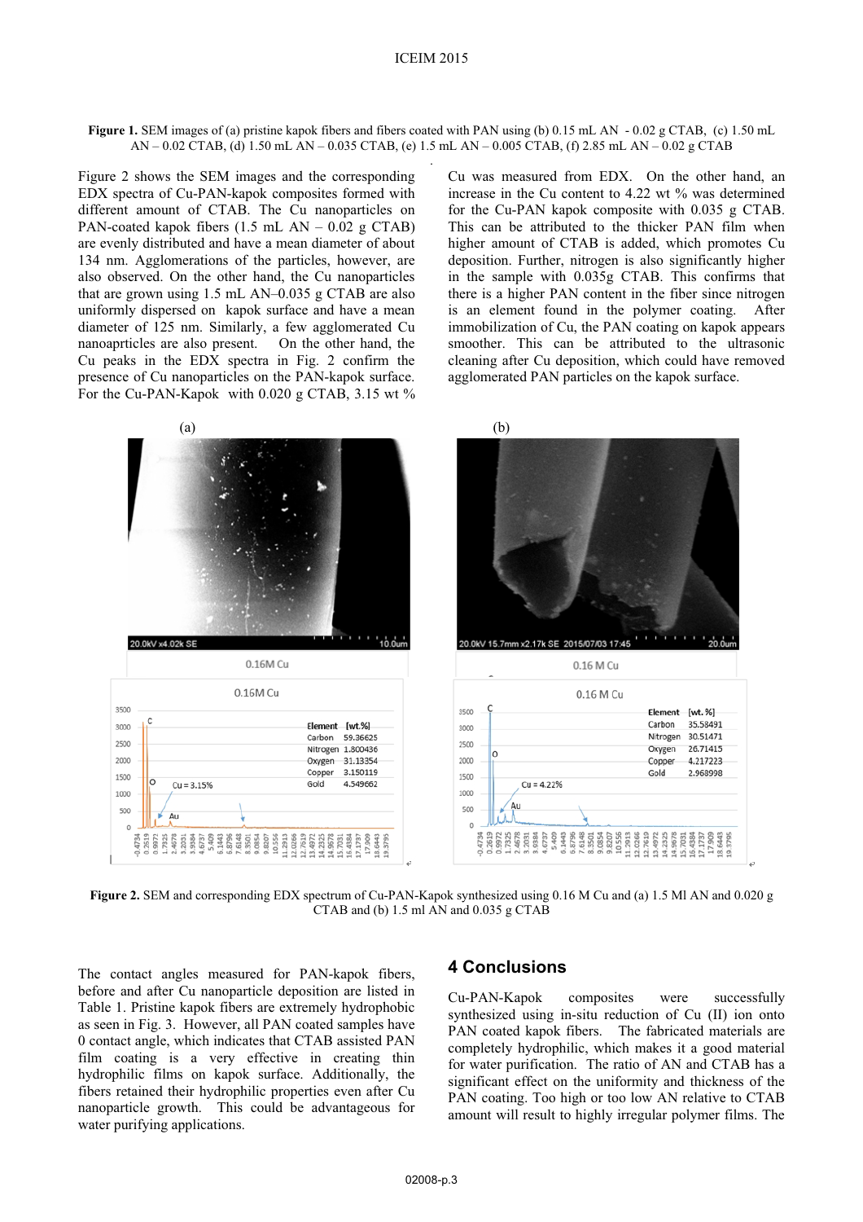**Figure 1.** SEM images of (a) pristine kapok fibers and fibers coated with PAN using (b) 0.15 mL AN - 0.02 g CTAB, (c) 1.50 mL AN – 0.02 CTAB, (d) 1.50 mL AN – 0.035 CTAB, (e) 1.5 mL AN – 0.005 CTAB, (f) 2.85 mL AN – 0.02 g CTAB

Figure 2 shows the SEM images and the corresponding EDX spectra of Cu-PAN-kapok composites formed with different amount of CTAB. The Cu nanoparticles on PAN-coated kapok fibers (1.5 mL AN – 0.02 g CTAB) are evenly distributed and have a mean diameter of about 134 nm. Agglomerations of the particles, however, are also observed. On the other hand, the Cu nanoparticles that are grown using 1.5 mL AN–0.035 g CTAB are also uniformly dispersed on kapok surface and have a mean diameter of 125 nm. Similarly, a few agglomerated Cu nanoaprticles are also present. On the other hand, the Cu peaks in the EDX spectra in Fig. 2 confirm the presence of Cu nanoparticles on the PAN-kapok surface. For the Cu-PAN-Kapok with 0.020 g CTAB, 3.15 wt % Cu was measured from EDX. On the other hand, an increase in the Cu content to 4.22 wt % was determined for the Cu-PAN kapok composite with 0.035 g CTAB. This can be attributed to the thicker PAN film when higher amount of CTAB is added, which promotes Cu deposition. Further, nitrogen is also significantly higher in the sample with 0.035g CTAB. This confirms that there is a higher PAN content in the fiber since nitrogen is an element found in the polymer coating. After immobilization of Cu, the PAN coating on kapok appears smoother. This can be attributed to the ultrasonic cleaning after Cu deposition, which could have removed agglomerated PAN particles on the kapok surface.

**Figure 2.** SEM and corresponding EDX spectrum of Cu-PAN-Kapok synthesized using 0.16 M Cu and (a) 1.5 Ml AN and 0.020 g CTAB and (b) 1.5 ml AN and 0.035 g CTAB

The contact angles measured for PAN-kapok fibers, before and after Cu nanoparticle deposition are listed in Table 1. Pristine kapok fibers are extremely hydrophobic as seen in Fig. 3. However, all PAN coated samples have 0 contact angle, which indicates that CTAB assisted PAN film coating is a very effective in creating thin hydrophilic films on kapok surface. Additionally, the fibers retained their hydrophilic properties even after Cu nanoparticle growth. This could be advantageous for water purifying applications.

## 4 Conclusions

Cu-PAN-Kapok composites were successfully synthesized using in-situ reduction of Cu (II) ion onto PAN coated kapok fibers. The fabricated materials are completely hydrophilic, which makes it a good material for water purification. The ratio of AN and CTAB has a significant effect on the uniformity and thickness of the PAN coating. Too high or too low AN relative to CTAB amount will result to highly irregular polymer films. The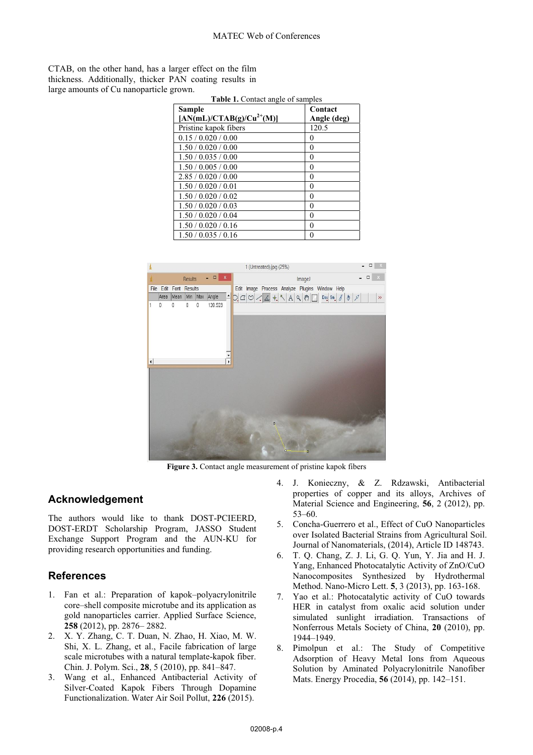CTAB, on the other hand, has a larger effect on the film thickness. Additionally, thicker PAN coating results in large amounts of Cu nanoparticle grown.

**Table 1.** Contact angle of samples

| Sample [AN(mL)/CTAB(g)/$Cu^{2+}$(M)] | Contact Angle (deg) |
|---|---|
| Pristine kapok fibers | 120.5 |
| 0.15 / 0.020 / 0.00 | 0 |
| 1.50 / 0.020 / 0.00 | 0 |
| 1.50 / 0.035 / 0.00 | 0 |
| 1.50 / 0.005 / 0.00 | 0 |
| 2.85 / 0.020 / 0.00 | 0 |
| 1.50 / 0.020 / 0.01 | 0 |
| 1.50 / 0.020 / 0.02 | 0 |
| 1.50 / 0.020 / 0.03 | 0 |
| 1.50 / 0.020 / 0.04 | 0 |
| 1.50 / 0.020 / 0.16 | 0 |
| 1.50 / 0.035 / 0.16 | 0 |

**Figure 3.** Contact angle measurement of pristine kapok fibers

## Acknowledgement

The authors would like to thank DOST-PCIEERD, DOST-ERDT Scholarship Program, JASSO Student Exchange Support Program and the AUN-KU for providing research opportunities and funding.

## References

1. Fan et al.: Preparation of kapok–polyacrylonitrile core–shell composite microtube and its application as gold nanoparticles carrier. Applied Surface Science, **258** (2012), pp. 2876– 2882.
2. X. Y. Zhang, C. T. Duan, N. Zhao, H. Xiao, M. W. Shi, X. L. Zhang, et al., Facile fabrication of large scale microtubes with a natural template-kapok fiber. Chin. J. Polym. Sci., **28**, 5 (2010), pp. 841–847.
3. Wang et al., Enhanced Antibacterial Activity of Silver-Coated Kapok Fibers Through Dopamine Functionalization. Water Air Soil Pollut, **226** (2015).
4. J. Konieczny, & Z. Rdzawski, Antibacterial properties of copper and its alloys, Archives of Material Science and Engineering, **56**, 2 (2012), pp. 53–60.
5. Concha-Guerrero et al., Effect of CuO Nanoparticles over Isolated Bacterial Strains from Agricultural Soil. Journal of Nanomaterials, (2014), Article ID 148743.
6. T. Q. Chang, Z. J. Li, G. Q. Yun, Y. Jia and H. J. Yang, Enhanced Photocatalytic Activity of ZnO/CuO Nanocomposites Synthesized by Hydrothermal Method. Nano-Micro Lett. **5**, 3 (2013), pp. 163-168.
7. Yao et al.: Photocatalytic activity of CuO towards HER in catalyst from oxalic acid solution under simulated sunlight irradiation. Transactions of Nonferrous Metals Society of China, **20** (2010), pp. 1944–1949.
8. Pimolpun et al.: The Study of Competitive Adsorption of Heavy Metal Ions from Aqueous Solution by Aminated Polyacrylonitrile Nanofiber Mats. Energy Procedia, **56** (2014), pp. 142–151.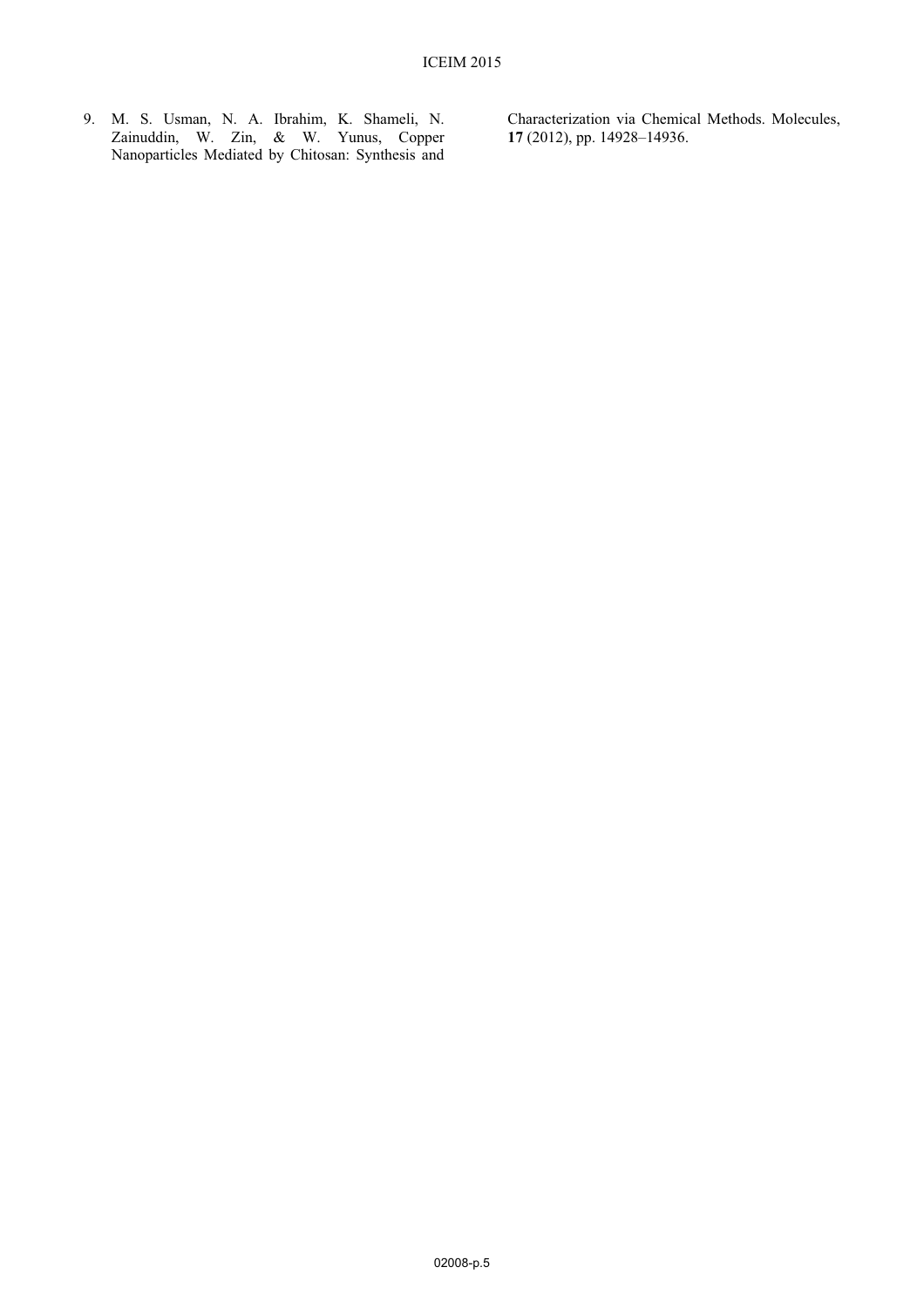9. M. S. Usman, N. A. Ibrahim, K. Shameli, N. Zainuddin, W. Zin, & W. Yunus, Copper Nanoparticles Mediated by Chitosan: Synthesis and Characterization via Chemical Methods. Molecules, **17** (2012), pp. 14928–14936.